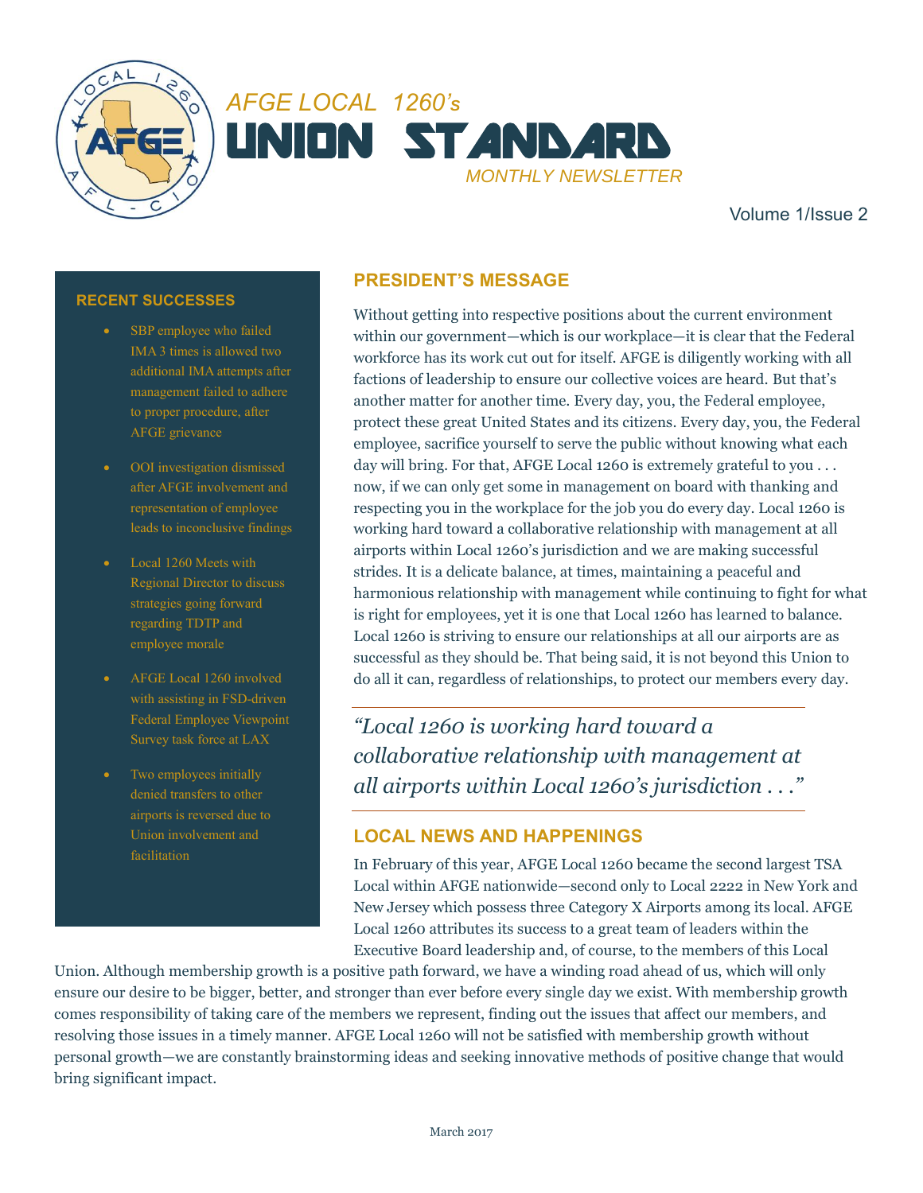# AFGE LOCAL 1260's UNION STANDARD

*MONTHLY NEWSLETTER*

Volume 1/Issue 2

## PRESIDENT'S MESSAGE

Without getting into respective positions about the current environment within our government—which is our workplace—it is clear that the Federal workforce has its work cut out for itself. AFGE is diligently working with all factions of leadership to ensure our collective voices are heard. But that's another matter for another time. Every day, you, the Federal employee, protect these great United States and its citizens. Every day, you, the Federal employee, sacrifice yourself to serve the public without knowing what each day will bring. For that, AFGE Local 1260 is extremely grateful to you . . . now, if we can only get some in management on board with thanking and respecting you in the workplace for the job you do every day. Local 1260 is working hard toward a collaborative relationship with management at all airports within Local 1260's jurisdiction and we are making successful strides. It is a delicate balance, at times, maintaining a peaceful and harmonious relationship with management while continuing to fight for what is right for employees, yet it is one that Local 1260 has learned to balance. Local 1260 is striving to ensure our relationships at all our airports are as successful as they should be. That being said, it is not beyond this Union to do all it can, regardless of relationships, to protect our members every day.

> *"Local 1260 is working hard toward a collaborative relationship with management at all airports within Local 1260's jurisdiction . . ."*

## LOCAL NEWS AND HAPPENINGS

In February of this year, AFGE Local 1260 became the second largest TSA Local within AFGE nationwide—second only to Local 2222 in New York and New Jersey which possess three Category X Airports among its local. AFGE Local 1260 attributes its success to a great team of leaders within the Executive Board leadership and, of course, to the members of this Local Union. Although membership growth is a positive path forward, we have a winding road ahead of us, which will only ensure our desire to be bigger, better, and stronger than ever before every single day we exist. With membership growth comes responsibility of taking care of the members we represent, finding out the issues that affect our members, and resolving those issues in a timely manner. AFGE Local 1260 will not be satisfied with membership growth without personal growth—we are constantly brainstorming ideas and seeking innovative methods of positive change that would bring significant impact.

### RECENT SUCCESSES

- SBP employee who failed IMA 3 times is allowed two additional IMA attempts after management failed to adhere to proper procedure, after AFGE grievance
- OOI investigation dismissed after AFGE involvement and representation of employee leads to inconclusive findings
- Local 1260 Meets with Regional Director to discuss strategies going forward regarding TDTP and employee morale
- AFGE Local 1260 involved with assisting in FSD-driven Federal Employee Viewpoint Survey task force at LAX
- Two employees initially denied transfers to other airports is reversed due to Union involvement and facilitation

March 2017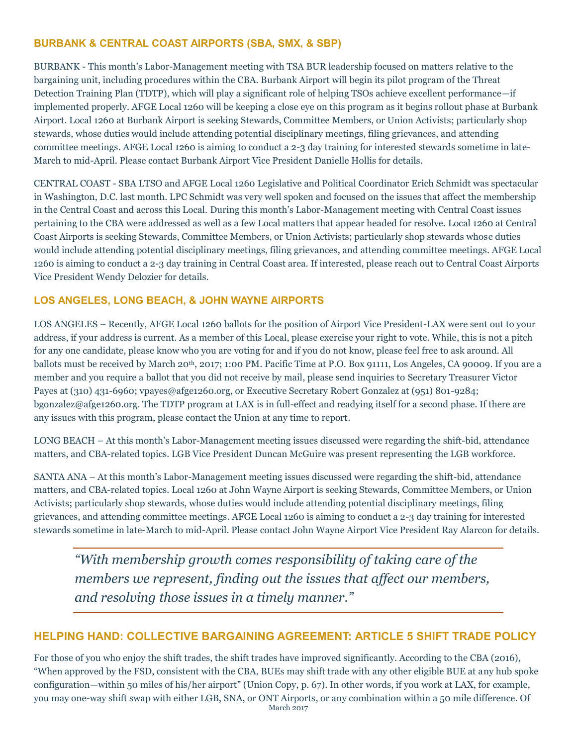## BURBANK & CENTRAL COAST AIRPORTS (SBA, SMX, & SBP)

BURBANK - This month's Labor-Management meeting with TSA BUR leadership focused on matters relative to the bargaining unit, including procedures within the CBA. Burbank Airport will begin its pilot program of the Threat Detection Training Plan (TDTP), which will play a significant role of helping TSOs achieve excellent performance—if implemented properly. AFGE Local 1260 will be keeping a close eye on this program as it begins rollout phase at Burbank Airport. Local 1260 at Burbank Airport is seeking Stewards, Committee Members, or Union Activists; particularly shop stewards, whose duties would include attending potential disciplinary meetings, filing grievances, and attending committee meetings. AFGE Local 1260 is aiming to conduct a 2-3 day training for interested stewards sometime in late-March to mid-April. Please contact Burbank Airport Vice President Danielle Hollis for details.

CENTRAL COAST - SBA LTSO and AFGE Local 1260 Legislative and Political Coordinator Erich Schmidt was spectacular in Washington, D.C. last month. LPC Schmidt was very well spoken and focused on the issues that affect the membership in the Central Coast and across this Local. During this month's Labor-Management meeting with Central Coast issues pertaining to the CBA were addressed as well as a few Local matters that appear headed for resolve. Local 1260 at Central Coast Airports is seeking Stewards, Committee Members, or Union Activists; particularly shop stewards whose duties would include attending potential disciplinary meetings, filing grievances, and attending committee meetings. AFGE Local 1260 is aiming to conduct a 2-3 day training in Central Coast area. If interested, please reach out to Central Coast Airports Vice President Wendy Delozier for details.

## LOS ANGELES, LONG BEACH, & JOHN WAYNE AIRPORTS

LOS ANGELES – Recently, AFGE Local 1260 ballots for the position of Airport Vice President-LAX were sent out to your address, if your address is current. As a member of this Local, please exercise your right to vote. While, this is not a pitch for any one candidate, please know who you are voting for and if you do not know, please feel free to ask around. All ballots must be received by March 20th, 2017; 1:00 PM. Pacific Time at P.O. Box 91111, Los Angeles, CA 90009. If you are a member and you require a ballot that you did not receive by mail, please send inquiries to Secretary Treasurer Victor Payes at (310) 431-6960; vpayes@afge1260.org, or Executive Secretary Robert Gonzalez at (951) 801-9284; bgonzalez@afge1260.org. The TDTP program at LAX is in full-effect and readying itself for a second phase. If there are any issues with this program, please contact the Union at any time to report.

LONG BEACH – At this month's Labor-Management meeting issues discussed were regarding the shift-bid, attendance matters, and CBA-related topics. LGB Vice President Duncan McGuire was present representing the LGB workforce.

SANTA ANA – At this month's Labor-Management meeting issues discussed were regarding the shift-bid, attendance matters, and CBA-related topics. Local 1260 at John Wayne Airport is seeking Stewards, Committee Members, or Union Activists; particularly shop stewards, whose duties would include attending potential disciplinary meetings, filing grievances, and attending committee meetings. AFGE Local 1260 is aiming to conduct a 2-3 day training for interested stewards sometime in late-March to mid-April. Please contact John Wayne Airport Vice President Ray Alarcon for details.

> *"With membership growth comes responsibility of taking care of the members we represent, finding out the issues that affect our members, and resolving those issues in a timely manner."*

## HELPING HAND: COLLECTIVE BARGAINING AGREEMENT: ARTICLE 5 SHIFT TRADE POLICY

For those of you who enjoy the shift trades, the shift trades have improved significantly. According to the CBA (2016), "When approved by the FSD, consistent with the CBA, BUEs may shift trade with any other eligible BUE at any hub spoke configuration—within 50 miles of his/her airport" (Union Copy, p. 67). In other words, if you work at LAX, for example, you may one-way shift swap with either LGB, SNA, or ONT Airports, or any combination within a 50 mile difference. Of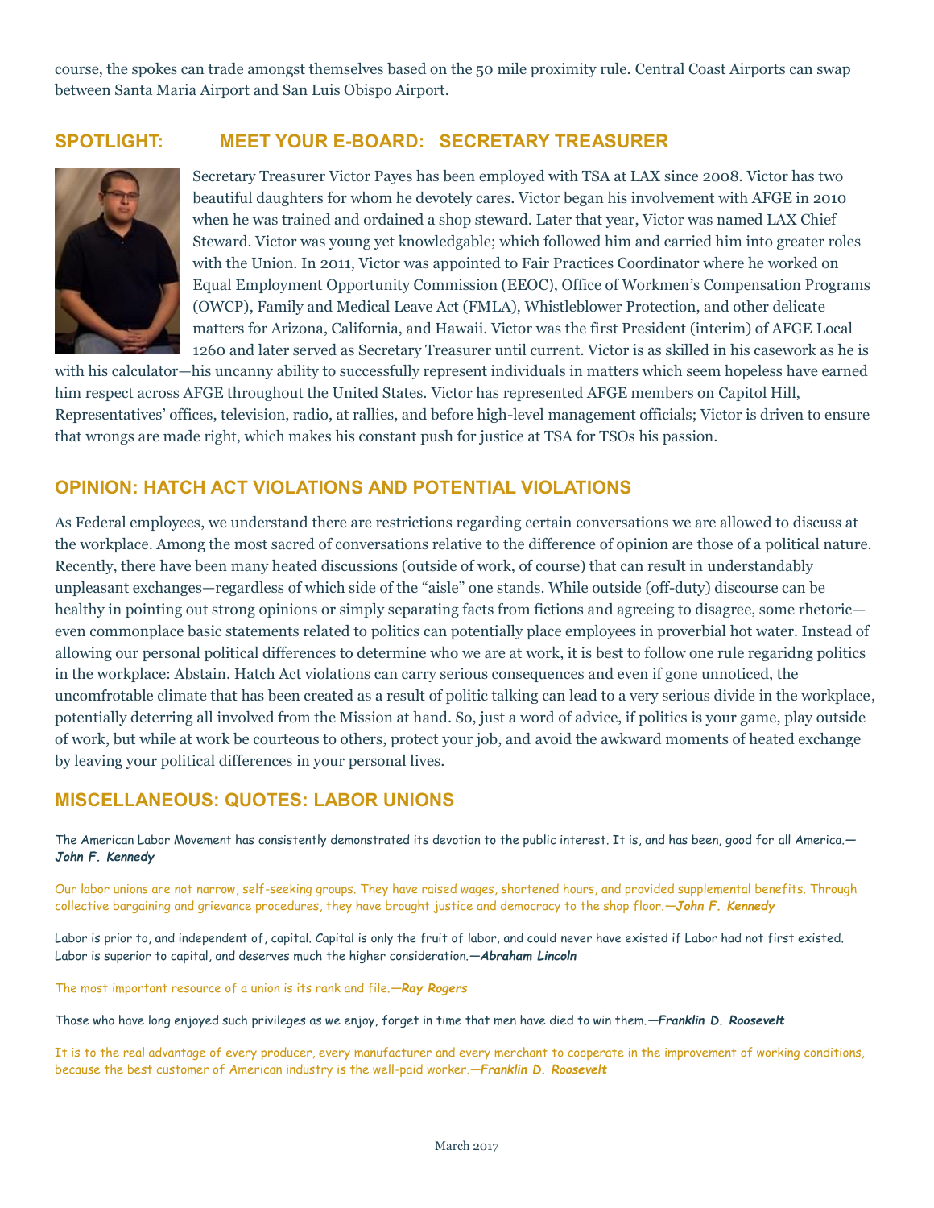course, the spokes can trade amongst themselves based on the 50 mile proximity rule. Central Coast Airports can swap between Santa Maria Airport and San Luis Obispo Airport.

## SPOTLIGHT: MEET YOUR E-BOARD: SECRETARY TREASURER

Secretary Treasurer Victor Payes has been employed with TSA at LAX since 2008. Victor has two beautiful daughters for whom he devotely cares. Victor began his involvement with AFGE in 2010 when he was trained and ordained a shop steward. Later that year, Victor was named LAX Chief Steward. Victor was young yet knowledgable; which followed him and carried him into greater roles with the Union. In 2011, Victor was appointed to Fair Practices Coordinator where he worked on Equal Employment Opportunity Commission (EEOC), Office of Workmen's Compensation Programs (OWCP), Family and Medical Leave Act (FMLA), Whistleblower Protection, and other delicate matters for Arizona, California, and Hawaii. Victor was the first President (interim) of AFGE Local 1260 and later served as Secretary Treasurer until current. Victor is as skilled in his casework as he is with his calculator—his uncanny ability to successfully represent individuals in matters which seem hopeless have earned him respect across AFGE throughout the United States. Victor has represented AFGE members on Capitol Hill, Representatives' offices, television, radio, at rallies, and before high-level management officials; Victor is driven to ensure that wrongs are made right, which makes his constant push for justice at TSA for TSOs his passion.

## OPINION: HATCH ACT VIOLATIONS AND POTENTIAL VIOLATIONS

As Federal employees, we understand there are restrictions regarding certain conversations we are allowed to discuss at the workplace. Among the most sacred of conversations relative to the difference of opinion are those of a political nature. Recently, there have been many heated discussions (outside of work, of course) that can result in understandably unpleasant exchanges—regardless of which side of the "aisle" one stands. While outside (off-duty) discourse can be healthy in pointing out strong opinions or simply separating facts from fictions and agreeing to disagree, some rhetoric—even commonplace basic statements related to politics can potentially place employees in proverbial hot water. Instead of allowing our personal political differences to determine who we are at work, it is best to follow one rule regaridng politics in the workplace: Abstain. Hatch Act violations can carry serious consequences and even if gone unnoticed, the uncomfrotable climate that has been created as a result of politic talking can lead to a very serious divide in the workplace, potentially deterring all involved from the Mission at hand. So, just a word of advice, if politics is your game, play outside of work, but while at work be courteous to others, protect your job, and avoid the awkward moments of heated exchange by leaving your political differences in your personal lives.

## MISCELLANEOUS: QUOTES: LABOR UNIONS

The American Labor Movement has consistently demonstrated its devotion to the public interest. It is, and has been, good for all America.—***John F. Kennedy***

Our labor unions are not narrow, self-seeking groups. They have raised wages, shortened hours, and provided supplemental benefits. Through collective bargaining and grievance procedures, they have brought justice and democracy to the shop floor.—***John F. Kennedy***

Labor is prior to, and independent of, capital. Capital is only the fruit of labor, and could never have existed if Labor had not first existed. Labor is superior to capital, and deserves much the higher consideration.—***Abraham Lincoln***

The most important resource of a union is its rank and file.—***Ray Rogers***

Those who have long enjoyed such privileges as we enjoy, forget in time that men have died to win them.—***Franklin D. Roosevelt***

It is to the real advantage of every producer, every manufacturer and every merchant to cooperate in the improvement of working conditions, because the best customer of American industry is the well-paid worker.—***Franklin D. Roosevelt***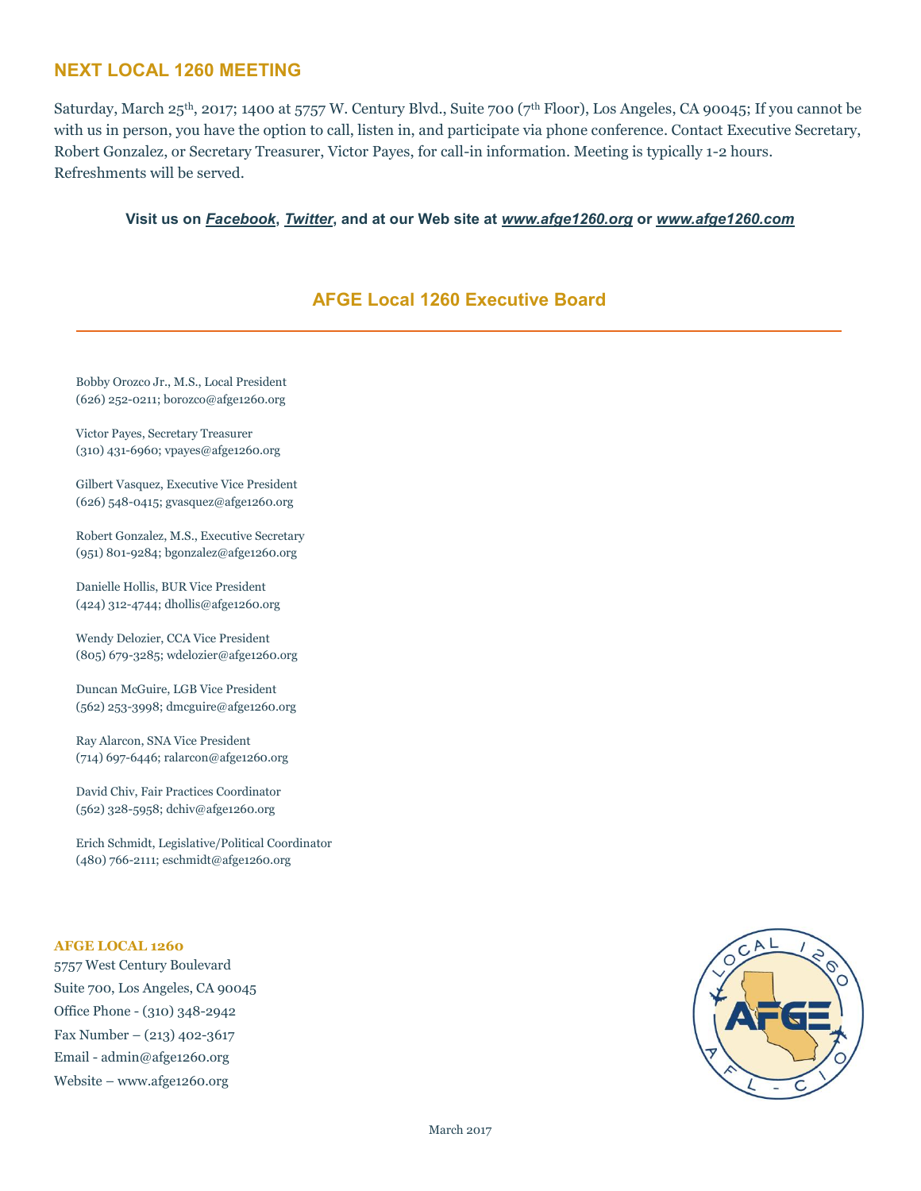## NEXT LOCAL 1260 MEETING

Saturday, March 25th, 2017; 1400 at 5757 W. Century Blvd., Suite 700 (7th Floor), Los Angeles, CA 90045; If you cannot be with us in person, you have the option to call, listen in, and participate via phone conference. Contact Executive Secretary, Robert Gonzalez, or Secretary Treasurer, Victor Payes, for call-in information. Meeting is typically 1-2 hours. Refreshments will be served.

**Visit us on *Facebook*, *Twitter*, and at our Web site at *www.afge1260.org* or *www.afge1260.com***

## AFGE Local 1260 Executive Board

Bobby Orozco Jr., M.S., Local President
(626) 252-0211; borozco@afge1260.org

Victor Payes, Secretary Treasurer
(310) 431-6960; vpayes@afge1260.org

Gilbert Vasquez, Executive Vice President
(626) 548-0415; gvasquez@afge1260.org

Robert Gonzalez, M.S., Executive Secretary
(951) 801-9284; bgonzalez@afge1260.org

Danielle Hollis, BUR Vice President
(424) 312-4744; dhollis@afge1260.org

Wendy Delozier, CCA Vice President
(805) 679-3285; wdelozier@afge1260.org

Duncan McGuire, LGB Vice President
(562) 253-3998; dmcguire@afge1260.org

Ray Alarcon, SNA Vice President
(714) 697-6446; ralarcon@afge1260.org

David Chiv, Fair Practices Coordinator
(562) 328-5958; dchiv@afge1260.org

Erich Schmidt, Legislative/Political Coordinator
(480) 766-2111; eschmidt@afge1260.org

**AFGE LOCAL 1260**
5757 West Century Boulevard
Suite 700, Los Angeles, CA 90045
Office Phone - (310) 348-2942
Fax Number – (213) 402-3617
Email - admin@afge1260.org
Website – www.afge1260.org

LOCAL 1260 AFGE AFL-CIO

March 2017